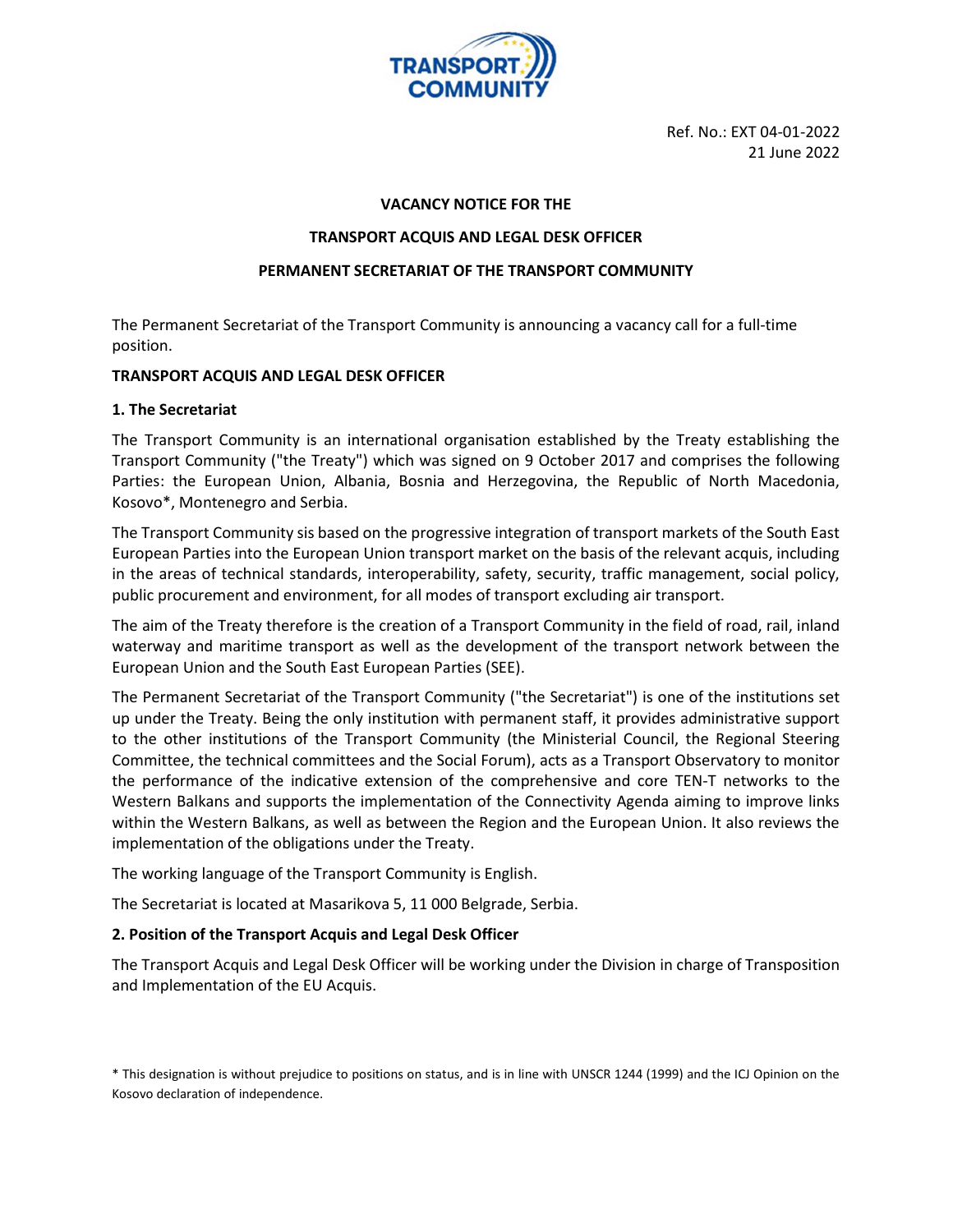Ref. No.: EXT 04-01-2022
21 June 2022

**VACANCY NOTICE FOR THE**

**TRANSPORT ACQUIS AND LEGAL DESK OFFICER**

**PERMANENT SECRETARIAT OF THE TRANSPORT COMMUNITY**

The Permanent Secretariat of the Transport Community is announcing a vacancy call for a full-time position.

**TRANSPORT ACQUIS AND LEGAL DESK OFFICER**

## 1. The Secretariat

The Transport Community is an international organisation established by the Treaty establishing the Transport Community ("the Treaty") which was signed on 9 October 2017 and comprises the following Parties: the European Union, Albania, Bosnia and Herzegovina, the Republic of North Macedonia, Kosovo*, Montenegro and Serbia.

The Transport Community sis based on the progressive integration of transport markets of the South East European Parties into the European Union transport market on the basis of the relevant acquis, including in the areas of technical standards, interoperability, safety, security, traffic management, social policy, public procurement and environment, for all modes of transport excluding air transport.

The aim of the Treaty therefore is the creation of a Transport Community in the field of road, rail, inland waterway and maritime transport as well as the development of the transport network between the European Union and the South East European Parties (SEE).

The Permanent Secretariat of the Transport Community ("the Secretariat") is one of the institutions set up under the Treaty. Being the only institution with permanent staff, it provides administrative support to the other institutions of the Transport Community (the Ministerial Council, the Regional Steering Committee, the technical committees and the Social Forum), acts as a Transport Observatory to monitor the performance of the indicative extension of the comprehensive and core TEN-T networks to the Western Balkans and supports the implementation of the Connectivity Agenda aiming to improve links within the Western Balkans, as well as between the Region and the European Union. It also reviews the implementation of the obligations under the Treaty.

The working language of the Transport Community is English.

The Secretariat is located at Masarikova 5, 11 000 Belgrade, Serbia.

## 2. Position of the Transport Acquis and Legal Desk Officer

The Transport Acquis and Legal Desk Officer will be working under the Division in charge of Transposition and Implementation of the EU Acquis.

* This designation is without prejudice to positions on status, and is in line with UNSCR 1244 (1999) and the ICJ Opinion on the Kosovo declaration of independence.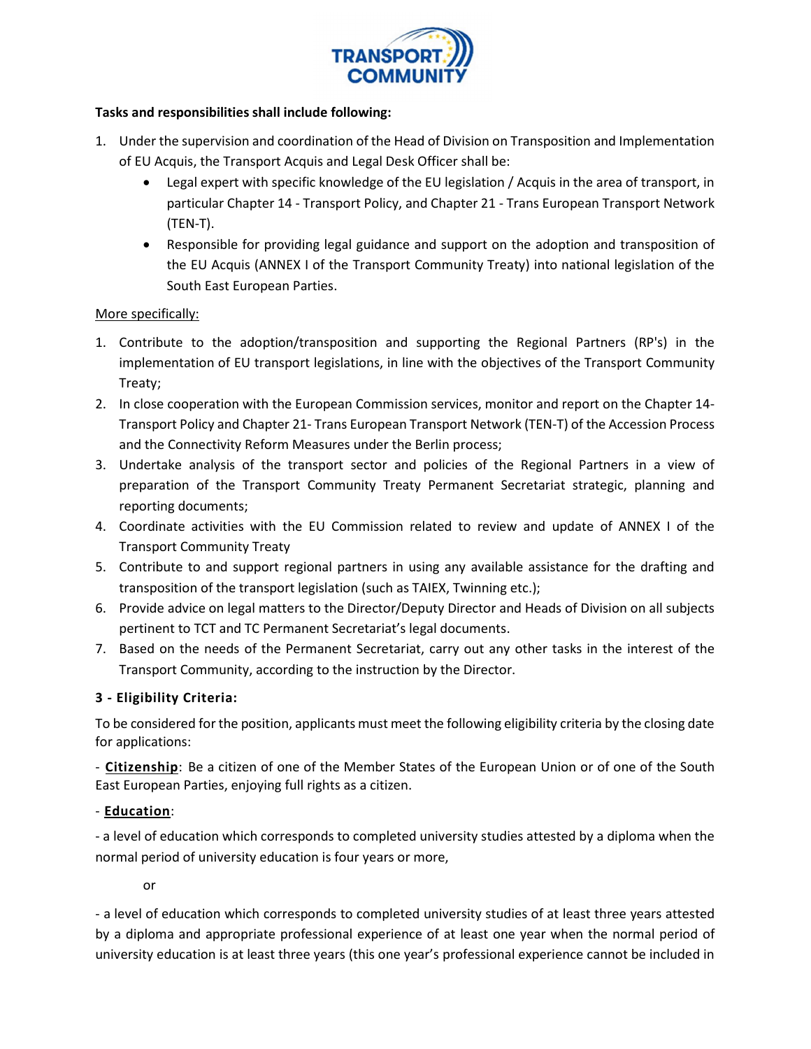**Tasks and responsibilities shall include following:**

1. Under the supervision and coordination of the Head of Division on Transposition and Implementation of EU Acquis, the Transport Acquis and Legal Desk Officer shall be:
   - Legal expert with specific knowledge of the EU legislation / Acquis in the area of transport, in particular Chapter 14 - Transport Policy, and Chapter 21 - Trans European Transport Network (TEN-T).
   - Responsible for providing legal guidance and support on the adoption and transposition of the EU Acquis (ANNEX I of the Transport Community Treaty) into national legislation of the South East European Parties.

<u>More specifically:</u>

1. Contribute to the adoption/transposition and supporting the Regional Partners (RP's) in the implementation of EU transport legislations, in line with the objectives of the Transport Community Treaty;
2. In close cooperation with the European Commission services, monitor and report on the Chapter 14-Transport Policy and Chapter 21- Trans European Transport Network (TEN-T) of the Accession Process and the Connectivity Reform Measures under the Berlin process;
3. Undertake analysis of the transport sector and policies of the Regional Partners in a view of preparation of the Transport Community Treaty Permanent Secretariat strategic, planning and reporting documents;
4. Coordinate activities with the EU Commission related to review and update of ANNEX I of the Transport Community Treaty
5. Contribute to and support regional partners in using any available assistance for the drafting and transposition of the transport legislation (such as TAIEX, Twinning etc.);
6. Provide advice on legal matters to the Director/Deputy Director and Heads of Division on all subjects pertinent to TCT and TC Permanent Secretariat's legal documents.
7. Based on the needs of the Permanent Secretariat, carry out any other tasks in the interest of the Transport Community, according to the instruction by the Director.

**3 - Eligibility Criteria:**

To be considered for the position, applicants must meet the following eligibility criteria by the closing date for applications:

- **<u>Citizenship</u>**: Be a citizen of one of the Member States of the European Union or of one of the South East European Parties, enjoying full rights as a citizen.

- **<u>Education</u>**:

- a level of education which corresponds to completed university studies attested by a diploma when the normal period of university education is four years or more,

or

- a level of education which corresponds to completed university studies of at least three years attested by a diploma and appropriate professional experience of at least one year when the normal period of university education is at least three years (this one year's professional experience cannot be included in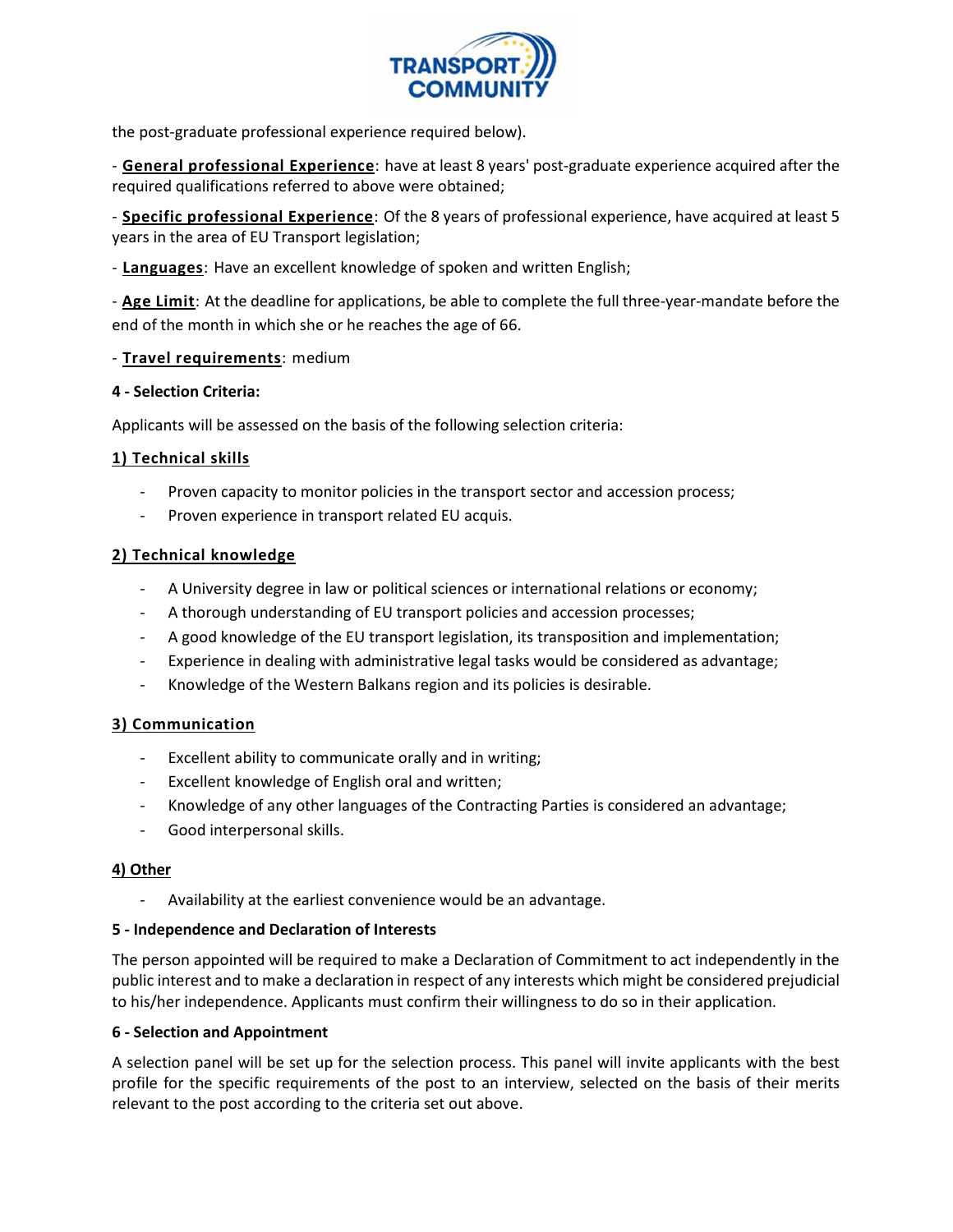the post-graduate professional experience required below).

- **General professional Experience**: have at least 8 years' post-graduate experience acquired after the required qualifications referred to above were obtained;

- **Specific professional Experience**: Of the 8 years of professional experience, have acquired at least 5 years in the area of EU Transport legislation;

- **Languages**: Have an excellent knowledge of spoken and written English;

- **Age Limit**: At the deadline for applications, be able to complete the full three-year-mandate before the end of the month in which she or he reaches the age of 66.

- **Travel requirements**: medium

**4 - Selection Criteria:**

Applicants will be assessed on the basis of the following selection criteria:

**1) Technical skills**

- Proven capacity to monitor policies in the transport sector and accession process;
- Proven experience in transport related EU acquis.

**2) Technical knowledge**

- A University degree in law or political sciences or international relations or economy;
- A thorough understanding of EU transport policies and accession processes;
- A good knowledge of the EU transport legislation, its transposition and implementation;
- Experience in dealing with administrative legal tasks would be considered as advantage;
- Knowledge of the Western Balkans region and its policies is desirable.

**3) Communication**

- Excellent ability to communicate orally and in writing;
- Excellent knowledge of English oral and written;
- Knowledge of any other languages of the Contracting Parties is considered an advantage;
- Good interpersonal skills.

**4) Other**

- Availability at the earliest convenience would be an advantage.

**5 - Independence and Declaration of Interests**

The person appointed will be required to make a Declaration of Commitment to act independently in the public interest and to make a declaration in respect of any interests which might be considered prejudicial to his/her independence. Applicants must confirm their willingness to do so in their application.

**6 - Selection and Appointment**

A selection panel will be set up for the selection process. This panel will invite applicants with the best profile for the specific requirements of the post to an interview, selected on the basis of their merits relevant to the post according to the criteria set out above.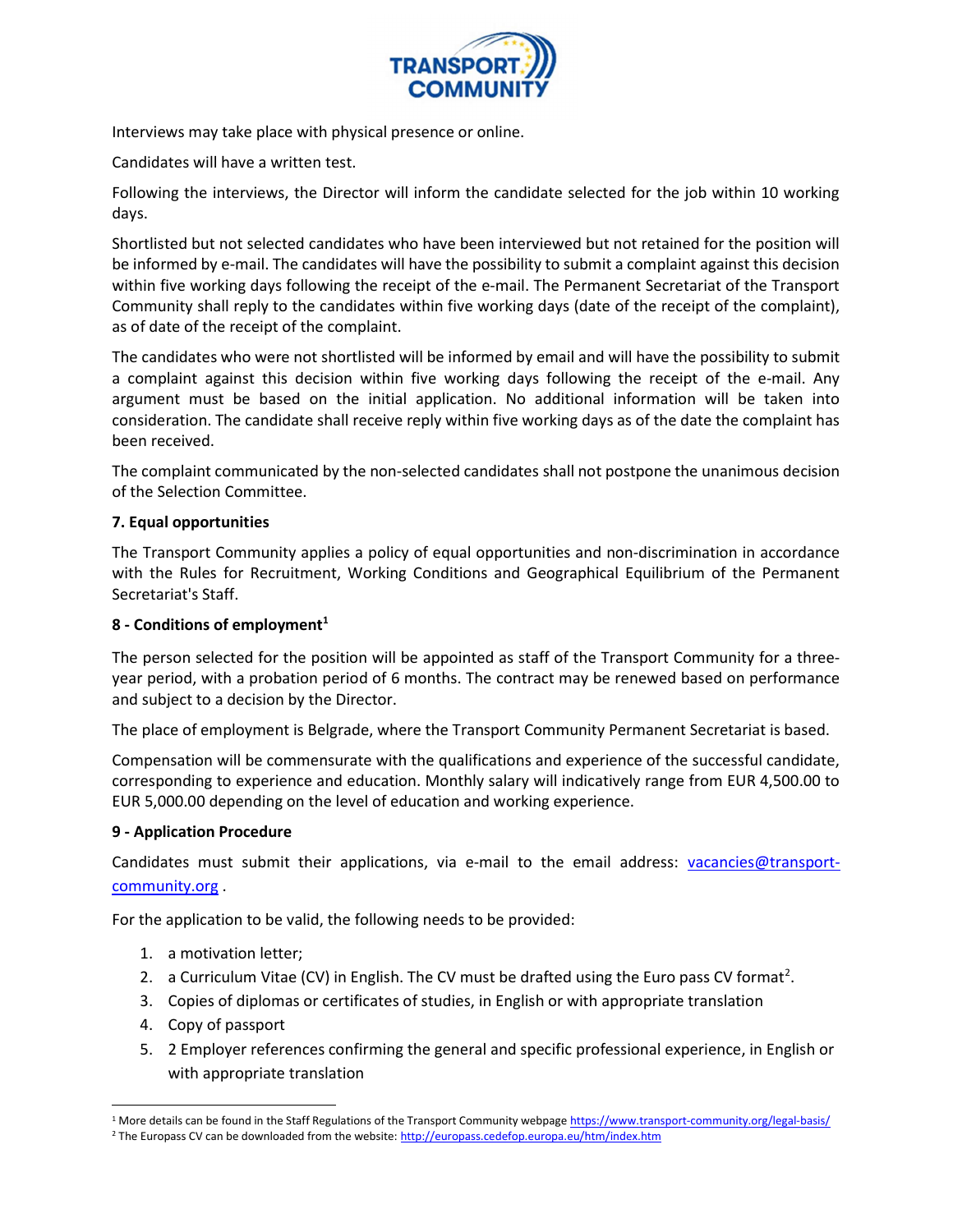Interviews may take place with physical presence or online.

Candidates will have a written test.

Following the interviews, the Director will inform the candidate selected for the job within 10 working days.

Shortlisted but not selected candidates who have been interviewed but not retained for the position will be informed by e-mail. The candidates will have the possibility to submit a complaint against this decision within five working days following the receipt of the e-mail. The Permanent Secretariat of the Transport Community shall reply to the candidates within five working days (date of the receipt of the complaint), as of date of the receipt of the complaint.

The candidates who were not shortlisted will be informed by email and will have the possibility to submit a complaint against this decision within five working days following the receipt of the e-mail. Any argument must be based on the initial application. No additional information will be taken into consideration. The candidate shall receive reply within five working days as of the date the complaint has been received.

The complaint communicated by the non-selected candidates shall not postpone the unanimous decision of the Selection Committee.

**7. Equal opportunities**

The Transport Community applies a policy of equal opportunities and non-discrimination in accordance with the Rules for Recruitment, Working Conditions and Geographical Equilibrium of the Permanent Secretariat's Staff.

**8 - Conditions of employment[1]**

The person selected for the position will be appointed as staff of the Transport Community for a three-year period, with a probation period of 6 months. The contract may be renewed based on performance and subject to a decision by the Director.

The place of employment is Belgrade, where the Transport Community Permanent Secretariat is based.

Compensation will be commensurate with the qualifications and experience of the successful candidate, corresponding to experience and education. Monthly salary will indicatively range from EUR 4,500.00 to EUR 5,000.00 depending on the level of education and working experience.

**9 - Application Procedure**

Candidates must submit their applications, via e-mail to the email address: vacancies@transport-community.org .

For the application to be valid, the following needs to be provided:

1. a motivation letter;
2. a Curriculum Vitae (CV) in English. The CV must be drafted using the Euro pass CV format[2].
3. Copies of diplomas or certificates of studies, in English or with appropriate translation
4. Copy of passport
5. 2 Employer references confirming the general and specific professional experience, in English or with appropriate translation

---

[1] More details can be found in the Staff Regulations of the Transport Community webpage https://www.transport-community.org/legal-basis/

[2] The Europass CV can be downloaded from the website: http://europass.cedefop.europa.eu/htm/index.htm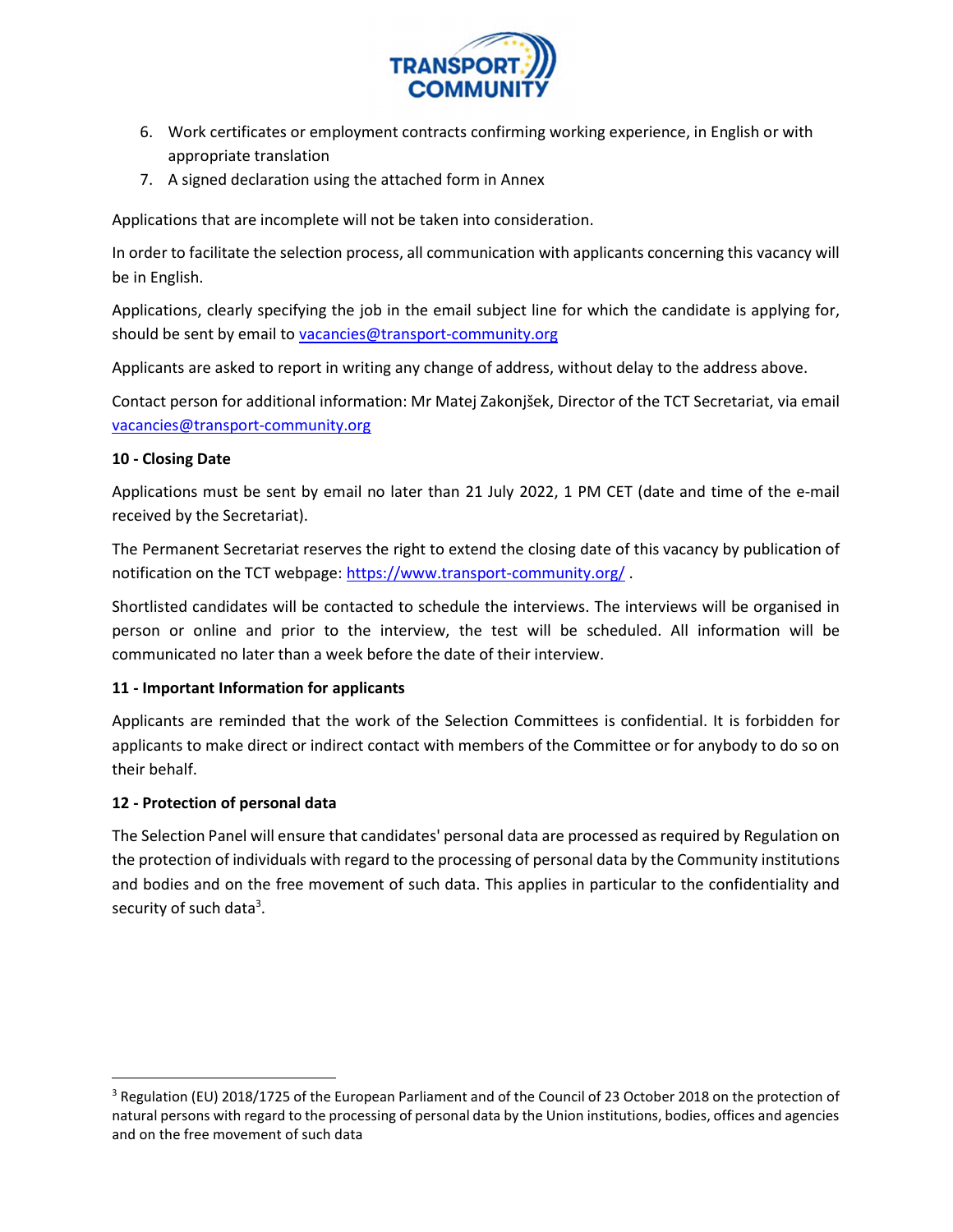6. Work certificates or employment contracts confirming working experience, in English or with appropriate translation
7. A signed declaration using the attached form in Annex

Applications that are incomplete will not be taken into consideration.

In order to facilitate the selection process, all communication with applicants concerning this vacancy will be in English.

Applications, clearly specifying the job in the email subject line for which the candidate is applying for, should be sent by email to vacancies@transport-community.org

Applicants are asked to report in writing any change of address, without delay to the address above.

Contact person for additional information: Mr Matej Zakonjšek, Director of the TCT Secretariat, via email vacancies@transport-community.org

**10 - Closing Date**

Applications must be sent by email no later than 21 July 2022, 1 PM CET (date and time of the e-mail received by the Secretariat).

The Permanent Secretariat reserves the right to extend the closing date of this vacancy by publication of notification on the TCT webpage: https://www.transport-community.org/ .

Shortlisted candidates will be contacted to schedule the interviews. The interviews will be organised in person or online and prior to the interview, the test will be scheduled. All information will be communicated no later than a week before the date of their interview.

**11 - Important Information for applicants**

Applicants are reminded that the work of the Selection Committees is confidential. It is forbidden for applicants to make direct or indirect contact with members of the Committee or for anybody to do so on their behalf.

**12 - Protection of personal data**

The Selection Panel will ensure that candidates' personal data are processed as required by Regulation on the protection of individuals with regard to the processing of personal data by the Community institutions and bodies and on the free movement of such data. This applies in particular to the confidentiality and security of such data[3].

---

[3] Regulation (EU) 2018/1725 of the European Parliament and of the Council of 23 October 2018 on the protection of natural persons with regard to the processing of personal data by the Union institutions, bodies, offices and agencies and on the free movement of such data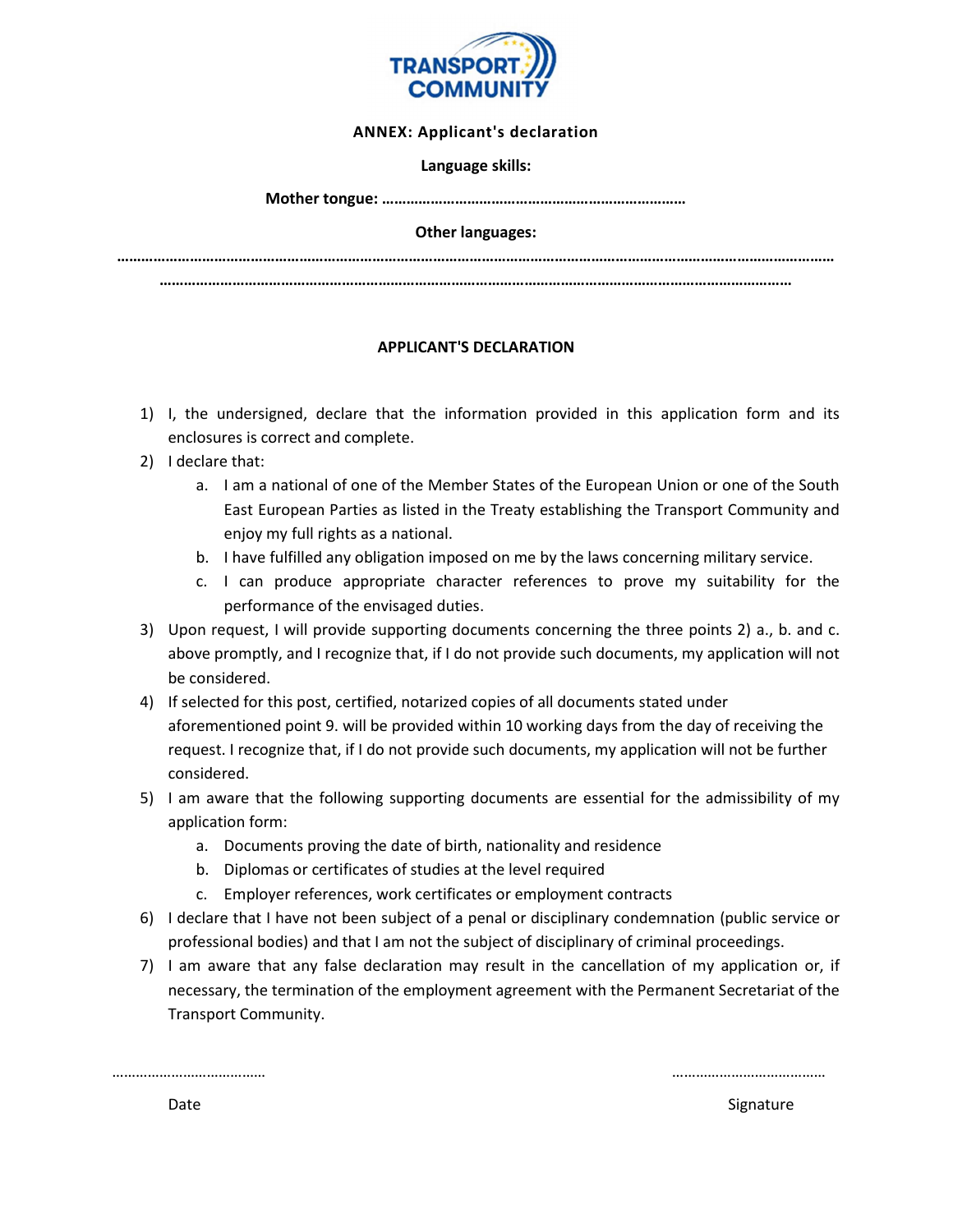**ANNEX: Applicant's declaration**

**Language skills:**

**Mother tongue: ………………………………………………………………**

**Other languages:**

**……………………………………………………………………………………………………………………………………………**

**……………………………………………………………………………………………………………………………**

**APPLICANT'S DECLARATION**

1) I, the undersigned, declare that the information provided in this application form and its enclosures is correct and complete.
2) I declare that:
   a. I am a national of one of the Member States of the European Union or one of the South East European Parties as listed in the Treaty establishing the Transport Community and enjoy my full rights as a national.
   b. I have fulfilled any obligation imposed on me by the laws concerning military service.
   c. I can produce appropriate character references to prove my suitability for the performance of the envisaged duties.
3) Upon request, I will provide supporting documents concerning the three points 2) a., b. and c. above promptly, and I recognize that, if I do not provide such documents, my application will not be considered.
4) If selected for this post, certified, notarized copies of all documents stated under aforementioned point 9. will be provided within 10 working days from the day of receiving the request. I recognize that, if I do not provide such documents, my application will not be further considered.
5) I am aware that the following supporting documents are essential for the admissibility of my application form:
   a. Documents proving the date of birth, nationality and residence
   b. Diplomas or certificates of studies at the level required
   c. Employer references, work certificates or employment contracts
6) I declare that I have not been subject of a penal or disciplinary condemnation (public service or professional bodies) and that I am not the subject of disciplinary of criminal proceedings.
7) I am aware that any false declaration may result in the cancellation of my application or, if necessary, the termination of the employment agreement with the Permanent Secretariat of the Transport Community.

………………………………… ………………………………

Date Signature